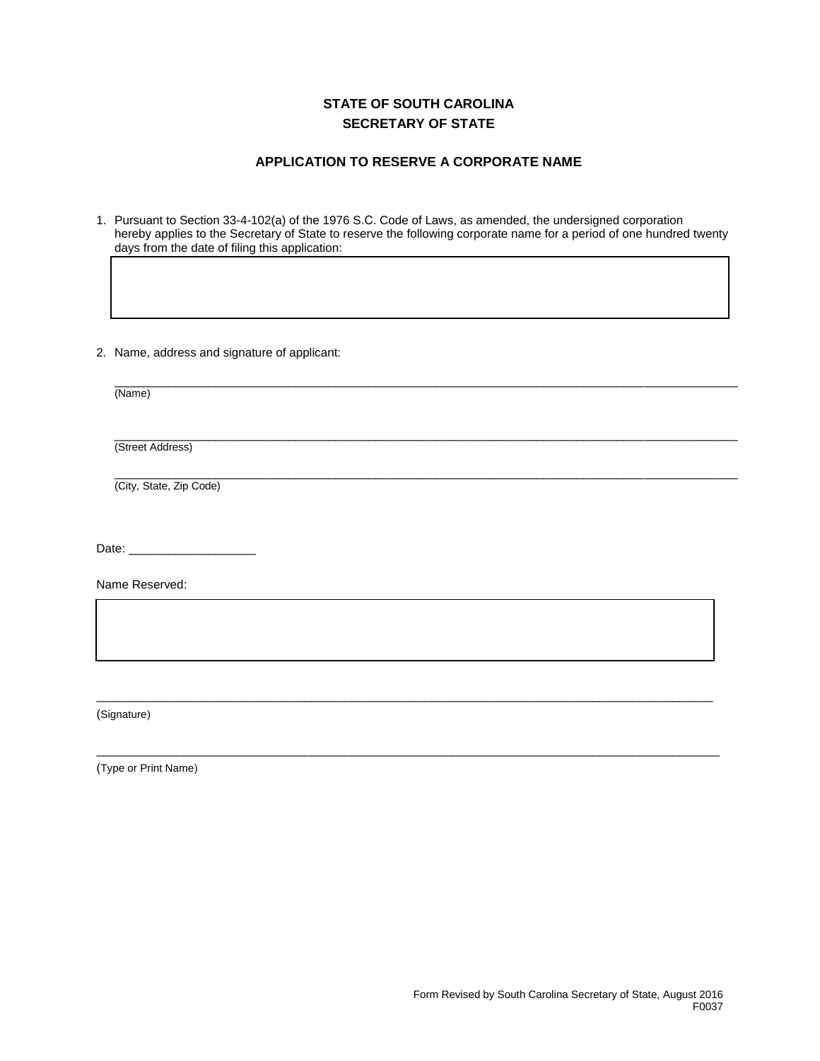# STATE OF SOUTH CAROLINA
# SECRETARY OF STATE

## APPLICATION TO RESERVE A CORPORATE NAME

1. Pursuant to Section 33-4-102(a) of the 1976 S.C. Code of Laws, as amended, the undersigned corporation hereby applies to the Secretary of State to reserve the following corporate name for a period of one hundred twenty days from the date of filing this application:

| |
|---|
| |

2. Name, address and signature of applicant:

_______________________________________________
(Name)

_______________________________________________
(Street Address)

_______________________________________________
(City, State, Zip Code)

Date: ___________________

Name Reserved:

| |
|---|
| |

_______________________________________________
(Signature)

_______________________________________________
(Type or Print Name)

Form Revised by South Carolina Secretary of State, August 2016
F0037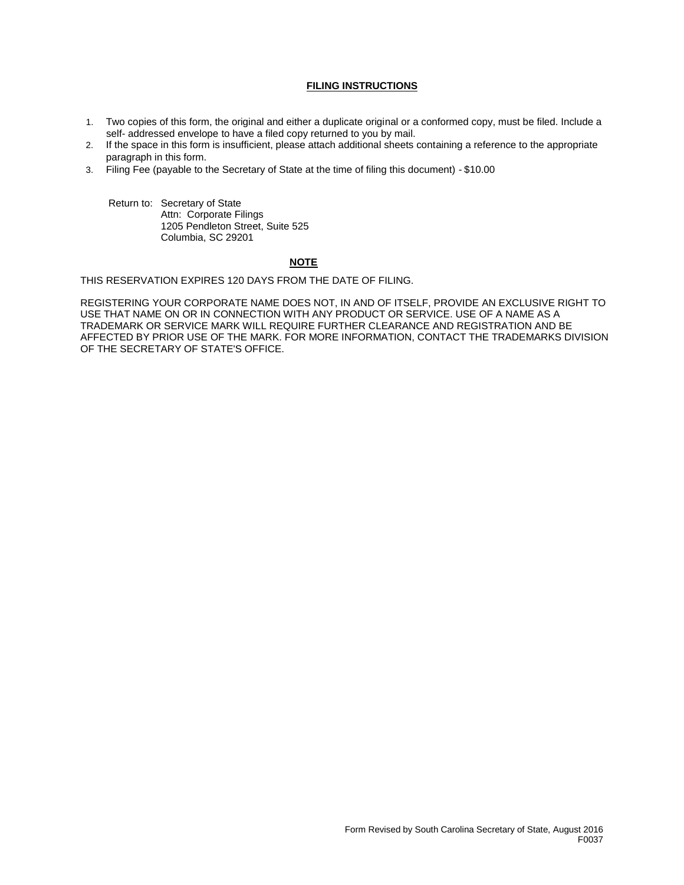## FILING INSTRUCTIONS

1. Two copies of this form, the original and either a duplicate original or a conformed copy, must be filed. Include a self- addressed envelope to have a filed copy returned to you by mail.
2. If the space in this form is insufficient, please attach additional sheets containing a reference to the appropriate paragraph in this form.
3. Filing Fee (payable to the Secretary of State at the time of filing this document) - $10.00

Return to: Secretary of State
Attn: Corporate Filings
1205 Pendleton Street, Suite 525
Columbia, SC 29201

## NOTE

THIS RESERVATION EXPIRES 120 DAYS FROM THE DATE OF FILING.

REGISTERING YOUR CORPORATE NAME DOES NOT, IN AND OF ITSELF, PROVIDE AN EXCLUSIVE RIGHT TO USE THAT NAME ON OR IN CONNECTION WITH ANY PRODUCT OR SERVICE. USE OF A NAME AS A TRADEMARK OR SERVICE MARK WILL REQUIRE FURTHER CLEARANCE AND REGISTRATION AND BE AFFECTED BY PRIOR USE OF THE MARK. FOR MORE INFORMATION, CONTACT THE TRADEMARKS DIVISION OF THE SECRETARY OF STATE'S OFFICE.

Form Revised by South Carolina Secretary of State, August 2016
F0037